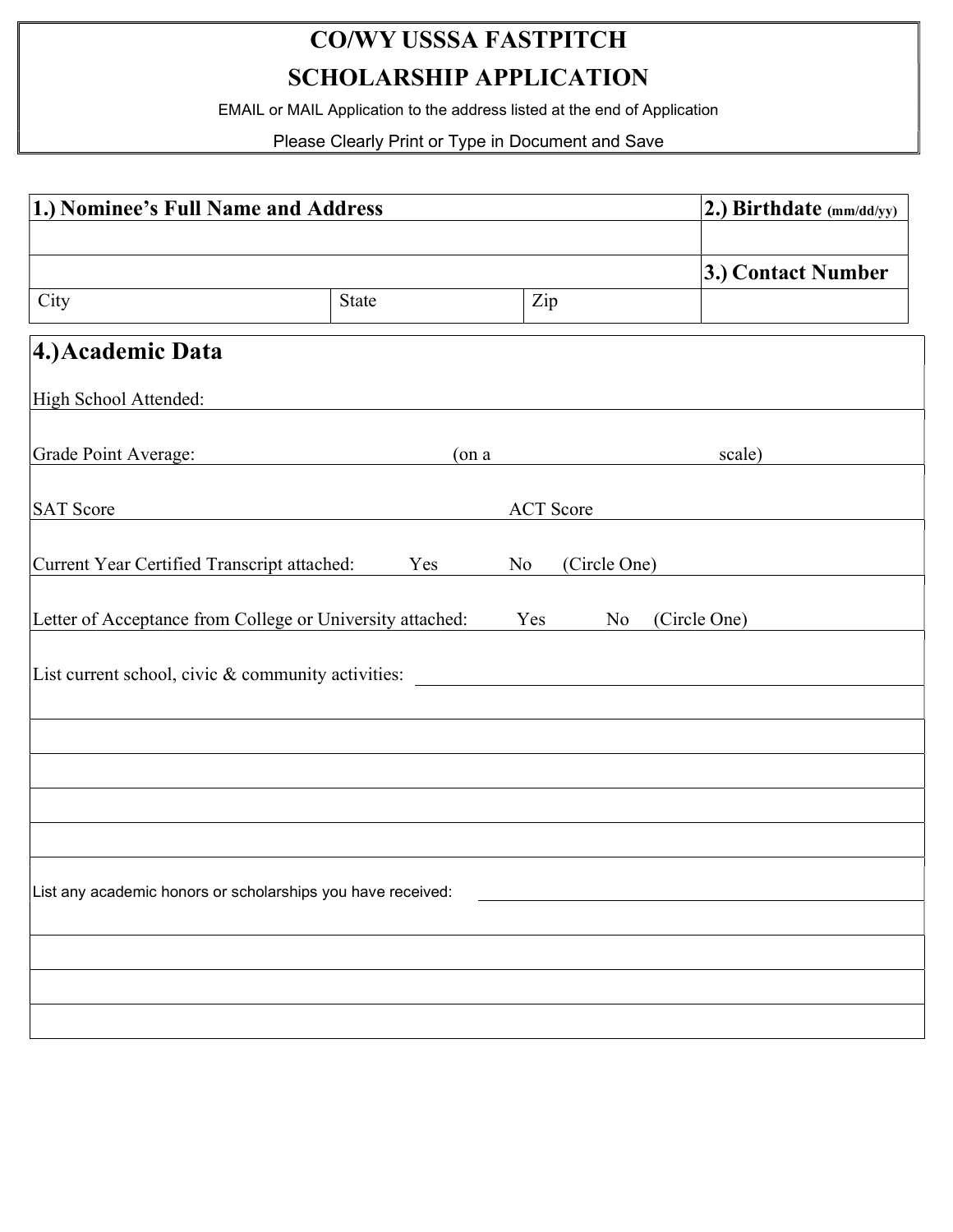# CO/WY USSSA FASTPITCH
# SCHOLARSHIP APPLICATION

EMAIL or MAIL Application to the address listed at the end of Application

Please Clearly Print or Type in Document and Save

| **1.) Nominee's Full Name and Address** | | | **2.) Birthdate** (mm/dd/yy) |
|---|---|---|---|
| | | | |
| | | | **3.) Contact Number** |
| City | State | Zip | |

## 4.) Academic Data

High School Attended: \_\_\_\_\_\_\_\_\_\_\_\_\_\_\_\_\_\_\_\_\_\_\_\_\_\_\_\_\_\_

Grade Point Average: \_\_\_\_\_\_\_\_\_\_\_\_ (on a \_\_\_\_\_\_\_\_\_\_\_\_ scale)

SAT Score \_\_\_\_\_\_\_\_\_\_\_\_ ACT Score \_\_\_\_\_\_\_\_\_\_\_\_

Current Year Certified Transcript attached: Yes No (Circle One)

Letter of Acceptance from College or University attached: Yes No (Circle One)

List current school, civic & community activities: \_\_\_\_\_\_\_\_\_\_\_\_\_\_\_\_\_\_\_\_\_\_\_\_\_\_\_\_\_\_

\_\_\_\_\_\_\_\_\_\_\_\_\_\_\_\_\_\_\_\_\_\_\_\_\_\_\_\_\_\_\_\_\_\_\_\_\_\_\_\_\_\_\_\_\_\_\_\_\_\_\_\_\_\_\_\_

\_\_\_\_\_\_\_\_\_\_\_\_\_\_\_\_\_\_\_\_\_\_\_\_\_\_\_\_\_\_\_\_\_\_\_\_\_\_\_\_\_\_\_\_\_\_\_\_\_\_\_\_\_\_\_\_

\_\_\_\_\_\_\_\_\_\_\_\_\_\_\_\_\_\_\_\_\_\_\_\_\_\_\_\_\_\_\_\_\_\_\_\_\_\_\_\_\_\_\_\_\_\_\_\_\_\_\_\_\_\_\_\_

\_\_\_\_\_\_\_\_\_\_\_\_\_\_\_\_\_\_\_\_\_\_\_\_\_\_\_\_\_\_\_\_\_\_\_\_\_\_\_\_\_\_\_\_\_\_\_\_\_\_\_\_\_\_\_\_

\_\_\_\_\_\_\_\_\_\_\_\_\_\_\_\_\_\_\_\_\_\_\_\_\_\_\_\_\_\_\_\_\_\_\_\_\_\_\_\_\_\_\_\_\_\_\_\_\_\_\_\_\_\_\_\_

List any academic honors or scholarships you have received: \_\_\_\_\_\_\_\_\_\_\_\_\_\_\_\_\_\_\_\_\_\_\_\_\_\_\_\_\_\_

\_\_\_\_\_\_\_\_\_\_\_\_\_\_\_\_\_\_\_\_\_\_\_\_\_\_\_\_\_\_\_\_\_\_\_\_\_\_\_\_\_\_\_\_\_\_\_\_\_\_\_\_\_\_\_\_

\_\_\_\_\_\_\_\_\_\_\_\_\_\_\_\_\_\_\_\_\_\_\_\_\_\_\_\_\_\_\_\_\_\_\_\_\_\_\_\_\_\_\_\_\_\_\_\_\_\_\_\_\_\_\_\_

\_\_\_\_\_\_\_\_\_\_\_\_\_\_\_\_\_\_\_\_\_\_\_\_\_\_\_\_\_\_\_\_\_\_\_\_\_\_\_\_\_\_\_\_\_\_\_\_\_\_\_\_\_\_\_\_

\_\_\_\_\_\_\_\_\_\_\_\_\_\_\_\_\_\_\_\_\_\_\_\_\_\_\_\_\_\_\_\_\_\_\_\_\_\_\_\_\_\_\_\_\_\_\_\_\_\_\_\_\_\_\_\_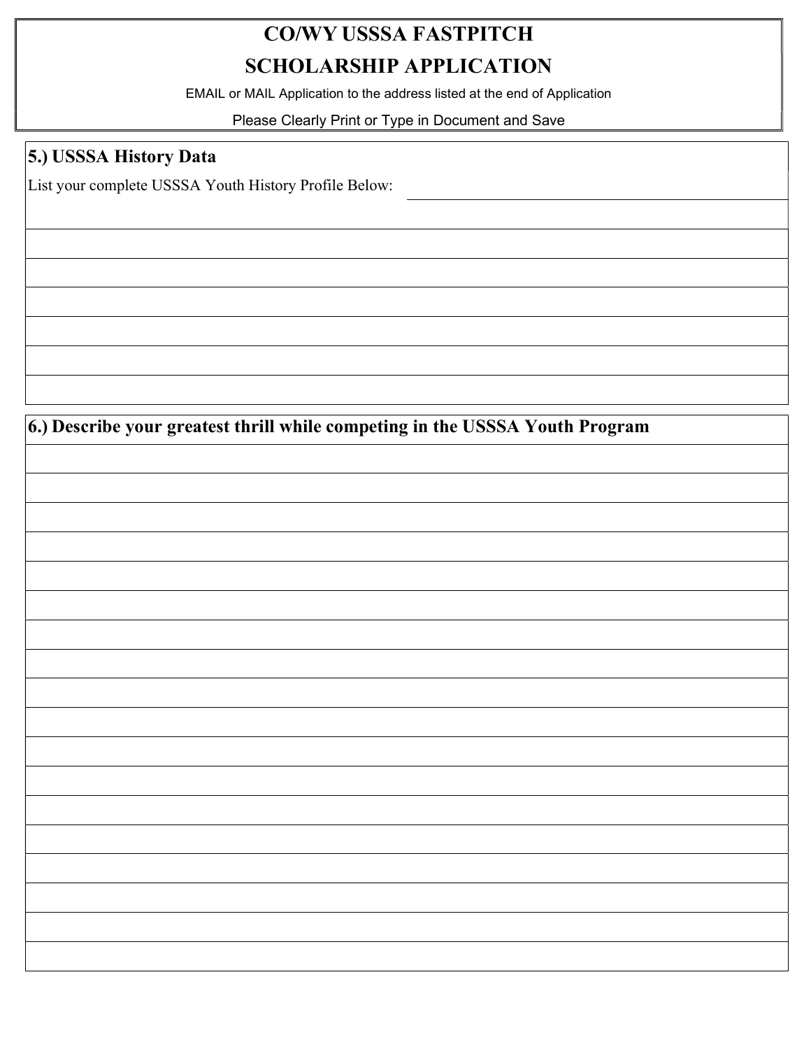# CO/WY USSSA FASTPITCH
# SCHOLARSHIP APPLICATION

EMAIL or MAIL Application to the address listed at the end of Application

Please Clearly Print or Type in Document and Save

## 5.) USSSA History Data

List your complete USSSA Youth History Profile Below:

## 6.) Describe your greatest thrill while competing in the USSSA Youth Program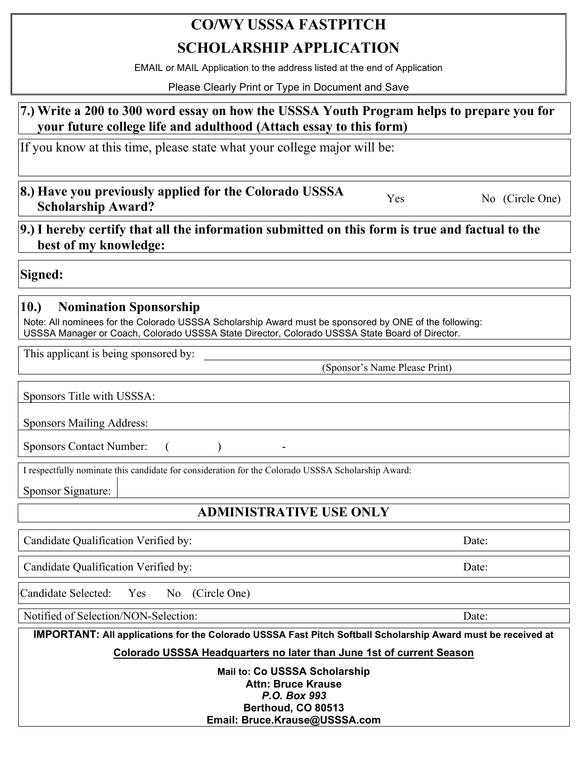# CO/WY USSSA FASTPITCH

# SCHOLARSHIP APPLICATION

EMAIL or MAIL Application to the address listed at the end of Application

Please Clearly Print or Type in Document and Save

**7.) Write a 200 to 300 word essay on how the USSSA Youth Program helps to prepare you for your future college life and adulthood (Attach essay to this form)**

If you know at this time, please state what your college major will be:

**8.) Have you previously applied for the Colorado USSSA Scholarship Award?** Yes No (Circle One)

**9.) I hereby certify that all the information submitted on this form is true and factual to the best of my knowledge:**

**Signed:**

**10.) Nomination Sponsorship**

Note: All nominees for the Colorado USSSA Scholarship Award must be sponsored by ONE of the following: USSSA Manager or Coach, Colorado USSSA State Director, Colorado USSSA State Board of Director.

This applicant is being sponsored by: ______________________________
(Sponsor's Name Please Print)

Sponsors Title with USSSA:

Sponsors Mailing Address:

Sponsors Contact Number: (     )     -

I respectfully nominate this candidate for consideration for the Colorado USSSA Scholarship Award:

Sponsor Signature:

## ADMINISTRATIVE USE ONLY

Candidate Qualification Verified by: Date:

Candidate Qualification Verified by: Date:

Candidate Selected: Yes No (Circle One)

Notified of Selection/NON-Selection: Date:

**IMPORTANT: All applications for the Colorado USSSA Fast Pitch Softball Scholarship Award must be received at**

**Colorado USSSA Headquarters no later than June 1st of current Season**

**Mail to: Co USSSA Scholarship**
**Attn: Bruce Krause**
***P.O. Box 993***
**Berthoud, CO 80513**
**Email: Bruce.Krause@USSSA.com**